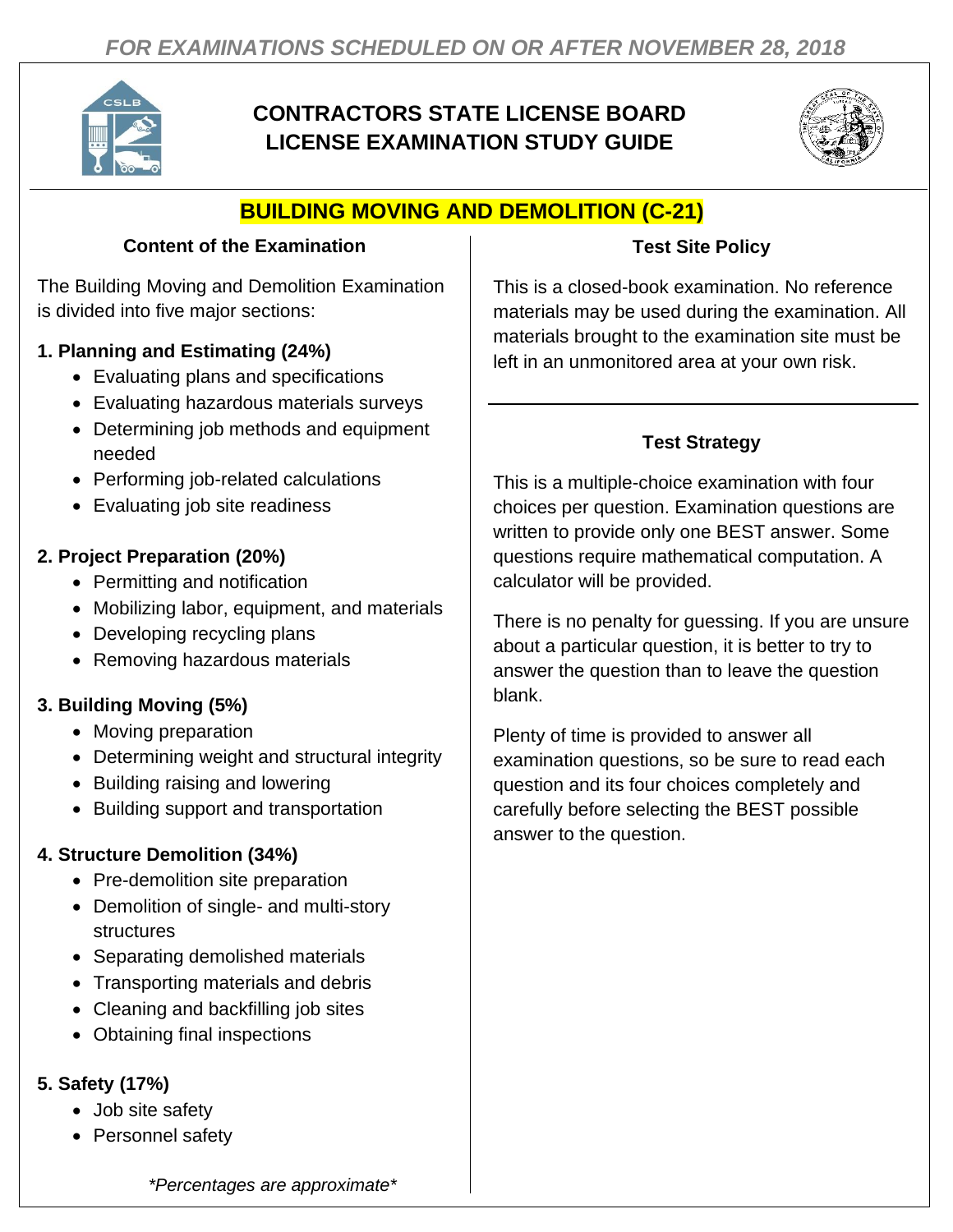*FOR EXAMINATIONS SCHEDULED ON OR AFTER NOVEMBER 28, 2018*

# CONTRACTORS STATE LICENSE BOARD LICENSE EXAMINATION STUDY GUIDE

## BUILDING MOVING AND DEMOLITION (C-21)

### Content of the Examination

The Building Moving and Demolition Examination is divided into five major sections:

**1. Planning and Estimating (24%)**
- Evaluating plans and specifications
- Evaluating hazardous materials surveys
- Determining job methods and equipment needed
- Performing job-related calculations
- Evaluating job site readiness

**2. Project Preparation (20%)**
- Permitting and notification
- Mobilizing labor, equipment, and materials
- Developing recycling plans
- Removing hazardous materials

**3. Building Moving (5%)**
- Moving preparation
- Determining weight and structural integrity
- Building raising and lowering
- Building support and transportation

**4. Structure Demolition (34%)**
- Pre-demolition site preparation
- Demolition of single- and multi-story structures
- Separating demolished materials
- Transporting materials and debris
- Cleaning and backfilling job sites
- Obtaining final inspections

**5. Safety (17%)**
- Job site safety
- Personnel safety

*\*Percentages are approximate\**

### Test Site Policy

This is a closed-book examination. No reference materials may be used during the examination. All materials brought to the examination site must be left in an unmonitored area at your own risk.

### Test Strategy

This is a multiple-choice examination with four choices per question. Examination questions are written to provide only one BEST answer. Some questions require mathematical computation. A calculator will be provided.

There is no penalty for guessing. If you are unsure about a particular question, it is better to try to answer the question than to leave the question blank.

Plenty of time is provided to answer all examination questions, so be sure to read each question and its four choices completely and carefully before selecting the BEST possible answer to the question.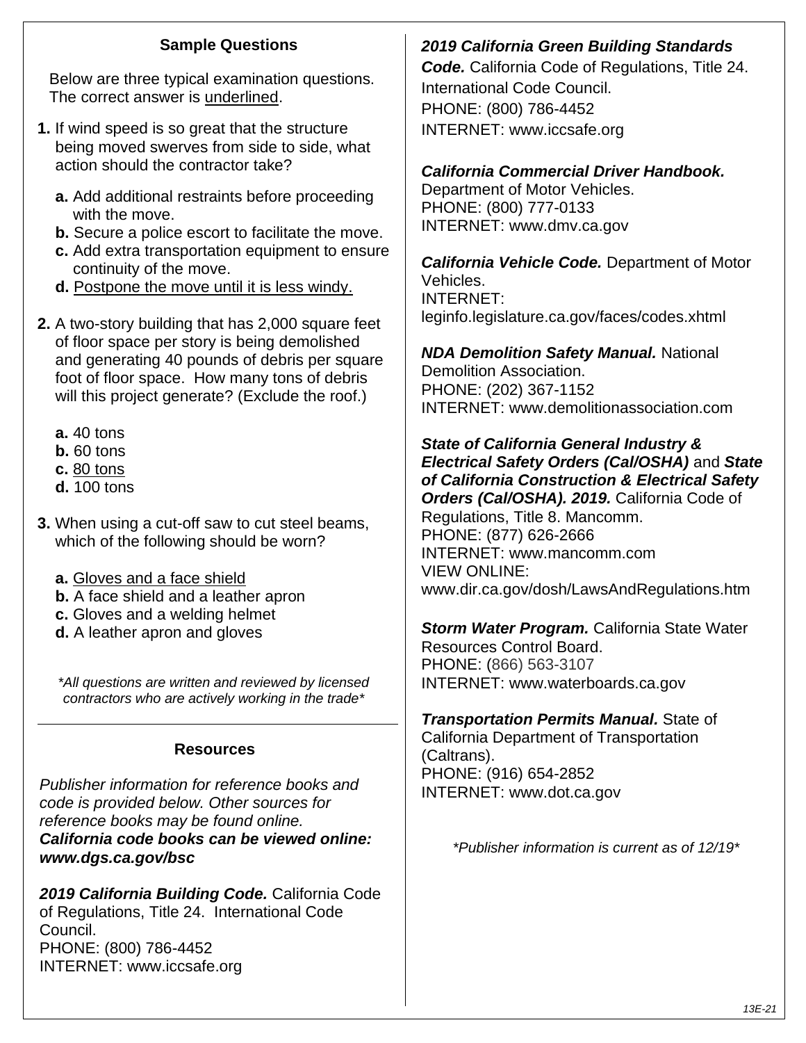## Sample Questions

Below are three typical examination questions. The correct answer is <u>underlined</u>.

**1.** If wind speed is so great that the structure being moved swerves from side to side, what action should the contractor take?

- **a.** Add additional restraints before proceeding with the move.
- **b.** Secure a police escort to facilitate the move.
- **c.** Add extra transportation equipment to ensure continuity of the move.
- **d.** <u>Postpone the move until it is less windy.</u>

**2.** A two-story building that has 2,000 square feet of floor space per story is being demolished and generating 40 pounds of debris per square foot of floor space. How many tons of debris will this project generate? (Exclude the roof.)

- **a.** 40 tons
- **b.** 60 tons
- **c.** <u>80 tons</u>
- **d.** 100 tons

**3.** When using a cut-off saw to cut steel beams, which of the following should be worn?

- **a.** <u>Gloves and a face shield</u>
- **b.** A face shield and a leather apron
- **c.** Gloves and a welding helmet
- **d.** A leather apron and gloves

*\*All questions are written and reviewed by licensed contractors who are actively working in the trade\**

## Resources

*Publisher information for reference books and code is provided below. Other sources for reference books may be found online.*
***California code books can be viewed online: www.dgs.ca.gov/bsc***

***2019 California Building Code.*** California Code of Regulations, Title 24. International Code Council.
PHONE: (800) 786-4452
INTERNET: www.iccsafe.org

***2019 California Green Building Standards Code.*** California Code of Regulations, Title 24. International Code Council.
PHONE: (800) 786-4452
INTERNET: www.iccsafe.org

***California Commercial Driver Handbook.*** Department of Motor Vehicles.
PHONE: (800) 777-0133
INTERNET: www.dmv.ca.gov

***California Vehicle Code.*** Department of Motor Vehicles.
INTERNET: leginfo.legislature.ca.gov/faces/codes.xhtml

***NDA Demolition Safety Manual.*** National Demolition Association.
PHONE: (202) 367-1152
INTERNET: www.demolitionassociation.com

***State of California General Industry & Electrical Safety Orders (Cal/OSHA)*** and ***State of California Construction & Electrical Safety Orders (Cal/OSHA). 2019.*** California Code of Regulations, Title 8. Mancomm.
PHONE: (877) 626-2666
INTERNET: www.mancomm.com
VIEW ONLINE: www.dir.ca.gov/dosh/LawsAndRegulations.htm

***Storm Water Program.*** California State Water Resources Control Board.
PHONE: (866) 563-3107
INTERNET: www.waterboards.ca.gov

***Transportation Permits Manual.*** State of California Department of Transportation (Caltrans).
PHONE: (916) 654-2852
INTERNET: www.dot.ca.gov

*\*Publisher information is current as of 12/19\**